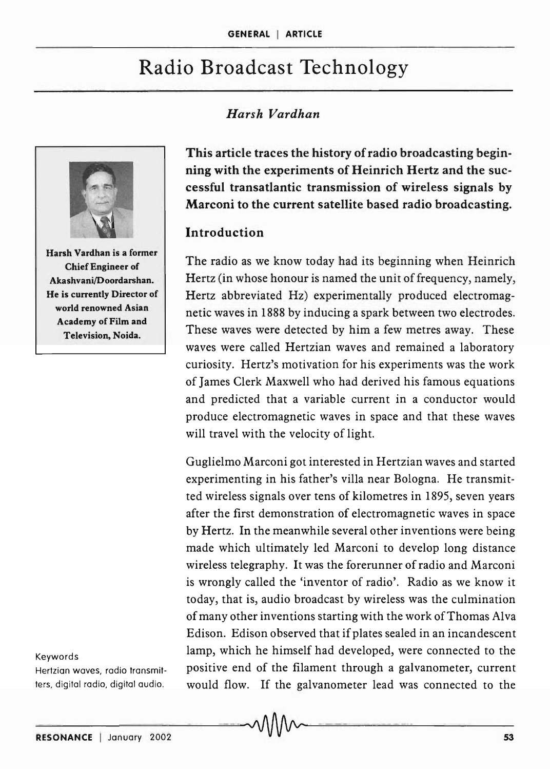# Radio Broadcast Technology

*Harsh Vardhan*

Harsh Vardhan is a former Chief Engineer of Akashvani/Doordarshan. He is currently Director of world renowned Asian Academy of Film and Television, Noida.

**This article traces the history of radio broadcasting beginning with the experiments of Heinrich Hertz and the successful transatlantic transmission of wireless signals by Marconi to the current satellite based radio broadcasting.**

## Introduction

The radio as we know today had its beginning when Heinrich Hertz (in whose honour is named the unit of frequency, namely, Hertz abbreviated Hz) experimentally produced electromagnetic waves in 1888 by inducing a spark between two electrodes. These waves were detected by him a few metres away. These waves were called Hertzian waves and remained a laboratory curiosity. Hertz's motivation for his experiments was the work of James Clerk Maxwell who had derived his famous equations and predicted that a variable current in a conductor would produce electromagnetic waves in space and that these waves will travel with the velocity of light.

Guglielmo Marconi got interested in Hertzian waves and started experimenting in his father's villa near Bologna. He transmitted wireless signals over tens of kilometres in 1895, seven years after the first demonstration of electromagnetic waves in space by Hertz. In the meanwhile several other inventions were being made which ultimately led Marconi to develop long distance wireless telegraphy. It was the forerunner of radio and Marconi is wrongly called the 'inventor of radio'. Radio as we know it today, that is, audio broadcast by wireless was the culmination of many other inventions starting with the work of Thomas Alva Edison. Edison observed that if plates sealed in an incandescent lamp, which he himself had developed, were connected to the positive end of the filament through a galvanometer, current would flow. If the galvanometer lead was connected to the

Keywords
Hertzian waves, radio transmitters, digital radio, digital audio.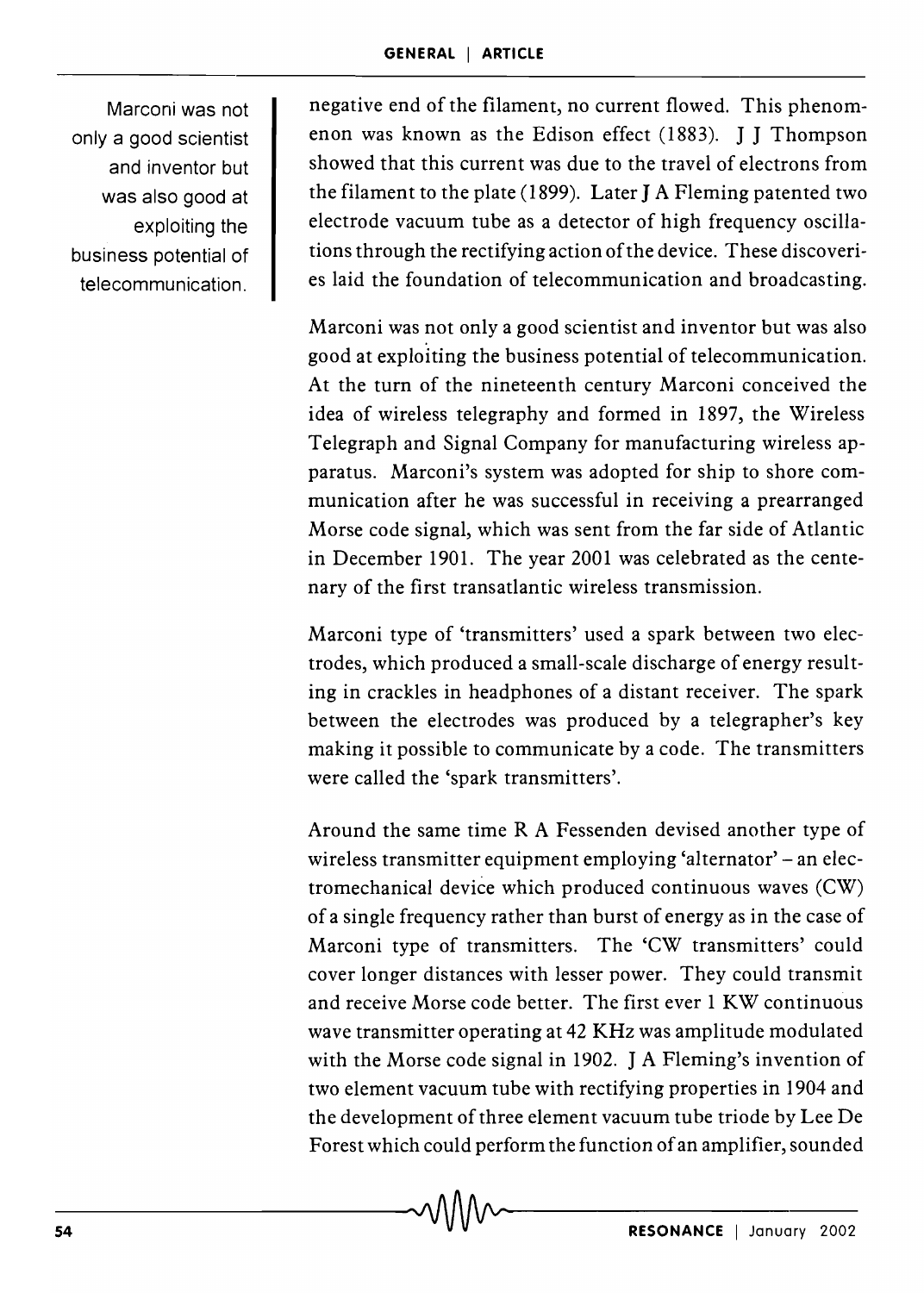> Marconi was not only a good scientist and inventor but was also good at exploiting the business potential of telecommunication.

negative end of the filament, no current flowed. This phenomenon was known as the Edison effect (1883). J J Thompson showed that this current was due to the travel of electrons from the filament to the plate (1899). Later J A Fleming patented two electrode vacuum tube as a detector of high frequency oscillations through the rectifying action of the device. These discoveries laid the foundation of telecommunication and broadcasting.

Marconi was not only a good scientist and inventor but was also good at exploiting the business potential of telecommunication. At the turn of the nineteenth century Marconi conceived the idea of wireless telegraphy and formed in 1897, the Wireless Telegraph and Signal Company for manufacturing wireless apparatus. Marconi's system was adopted for ship to shore communication after he was successful in receiving a prearranged Morse code signal, which was sent from the far side of Atlantic in December 1901. The year 2001 was celebrated as the centenary of the first transatlantic wireless transmission.

Marconi type of 'transmitters' used a spark between two electrodes, which produced a small-scale discharge of energy resulting in crackles in headphones of a distant receiver. The spark between the electrodes was produced by a telegrapher's key making it possible to communicate by a code. The transmitters were called the 'spark transmitters'.

Around the same time R A Fessenden devised another type of wireless transmitter equipment employing 'alternator' – an electromechanical device which produced continuous waves (CW) of a single frequency rather than burst of energy as in the case of Marconi type of transmitters. The 'CW transmitters' could cover longer distances with lesser power. They could transmit and receive Morse code better. The first ever 1 KW continuous wave transmitter operating at 42 KHz was amplitude modulated with the Morse code signal in 1902. J A Fleming's invention of two element vacuum tube with rectifying properties in 1904 and the development of three element vacuum tube triode by Lee De Forest which could perform the function of an amplifier, sounded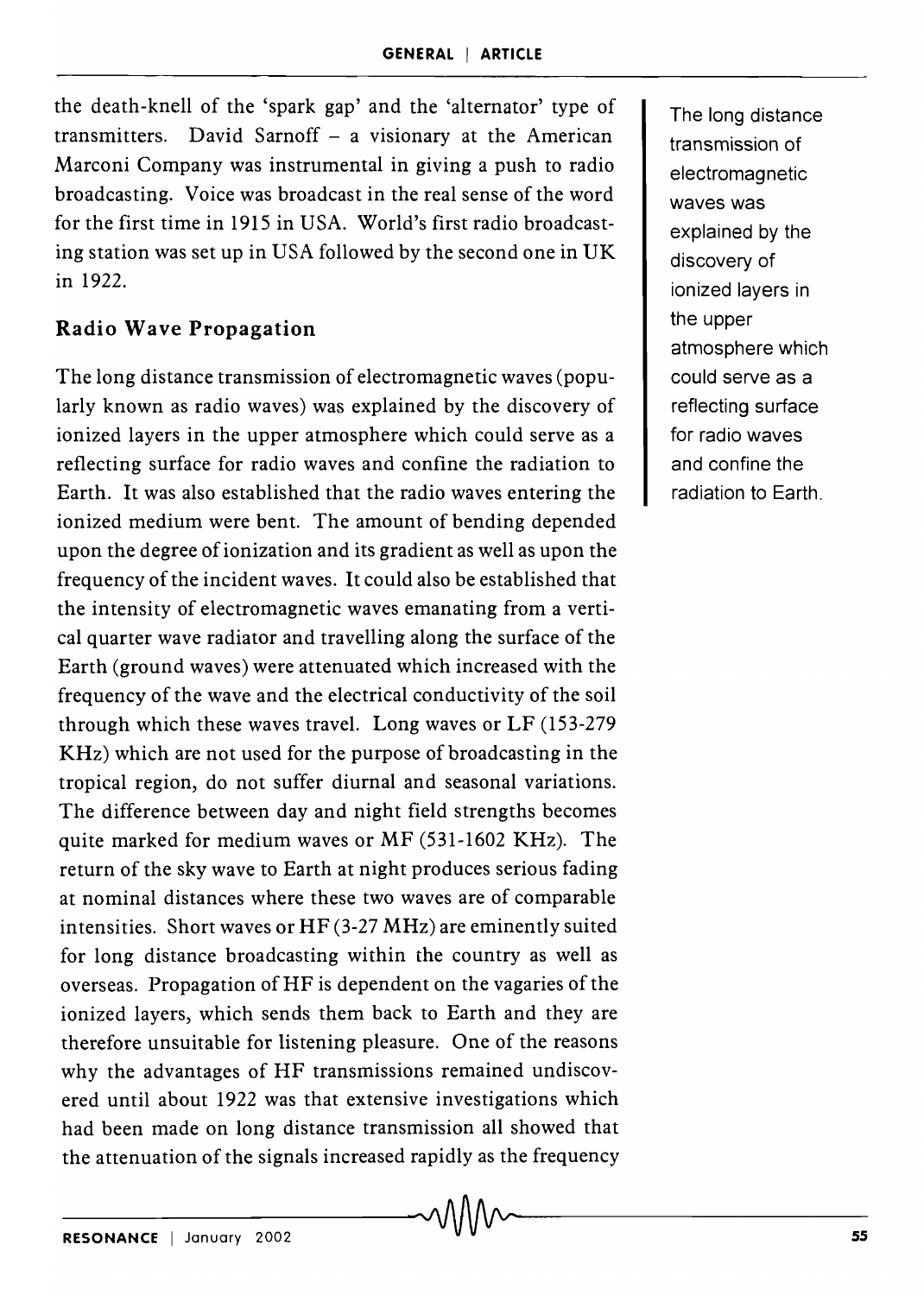the death-knell of the 'spark gap' and the 'alternator' type of transmitters. David Sarnoff – a visionary at the American Marconi Company was instrumental in giving a push to radio broadcasting. Voice was broadcast in the real sense of the word for the first time in 1915 in USA. World's first radio broadcasting station was set up in USA followed by the second one in UK in 1922.

## Radio Wave Propagation

The long distance transmission of electromagnetic waves (popularly known as radio waves) was explained by the discovery of ionized layers in the upper atmosphere which could serve as a reflecting surface for radio waves and confine the radiation to Earth. It was also established that the radio waves entering the ionized medium were bent. The amount of bending depended upon the degree of ionization and its gradient as well as upon the frequency of the incident waves. It could also be established that the intensity of electromagnetic waves emanating from a vertical quarter wave radiator and travelling along the surface of the Earth (ground waves) were attenuated which increased with the frequency of the wave and the electrical conductivity of the soil through which these waves travel. Long waves or LF (153-279 KHz) which are not used for the purpose of broadcasting in the tropical region, do not suffer diurnal and seasonal variations. The difference between day and night field strengths becomes quite marked for medium waves or MF (531-1602 KHz). The return of the sky wave to Earth at night produces serious fading at nominal distances where these two waves are of comparable intensities. Short waves or HF (3-27 MHz) are eminently suited for long distance broadcasting within the country as well as overseas. Propagation of HF is dependent on the vagaries of the ionized layers, which sends them back to Earth and they are therefore unsuitable for listening pleasure. One of the reasons why the advantages of HF transmissions remained undiscovered until about 1922 was that extensive investigations which had been made on long distance transmission all showed that the attenuation of the signals increased rapidly as the frequency

> The long distance transmission of electromagnetic waves was explained by the discovery of ionized layers in the upper atmosphere which could serve as a reflecting surface for radio waves and confine the radiation to Earth.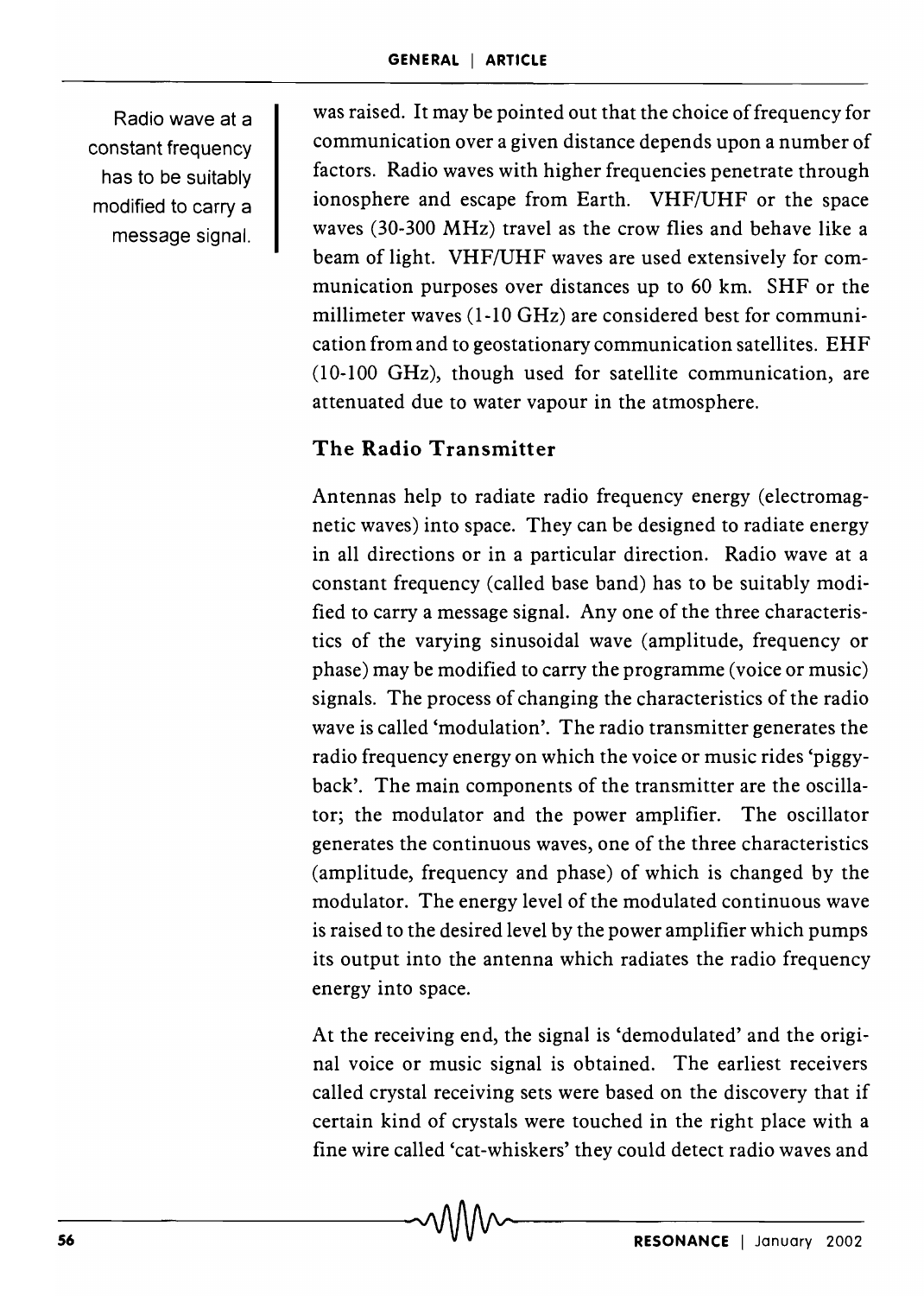Radio wave at a constant frequency has to be suitably modified to carry a message signal.

was raised. It may be pointed out that the choice of frequency for communication over a given distance depends upon a number of factors. Radio waves with higher frequencies penetrate through ionosphere and escape from Earth. VHF/UHF or the space waves (30-300 MHz) travel as the crow flies and behave like a beam of light. VHF/UHF waves are used extensively for communication purposes over distances up to 60 km. SHF or the millimeter waves (1-10 GHz) are considered best for communication from and to geostationary communication satellites. EHF (10-100 GHz), though used for satellite communication, are attenuated due to water vapour in the atmosphere.

## The Radio Transmitter

Antennas help to radiate radio frequency energy (electromagnetic waves) into space. They can be designed to radiate energy in all directions or in a particular direction. Radio wave at a constant frequency (called base band) has to be suitably modified to carry a message signal. Any one of the three characteristics of the varying sinusoidal wave (amplitude, frequency or phase) may be modified to carry the programme (voice or music) signals. The process of changing the characteristics of the radio wave is called 'modulation'. The radio transmitter generates the radio frequency energy on which the voice or music rides 'piggyback'. The main components of the transmitter are the oscillator; the modulator and the power amplifier. The oscillator generates the continuous waves, one of the three characteristics (amplitude, frequency and phase) of which is changed by the modulator. The energy level of the modulated continuous wave is raised to the desired level by the power amplifier which pumps its output into the antenna which radiates the radio frequency energy into space.

At the receiving end, the signal is 'demodulated' and the original voice or music signal is obtained. The earliest receivers called crystal receiving sets were based on the discovery that if certain kind of crystals were touched in the right place with a fine wire called 'cat-whiskers' they could detect radio waves and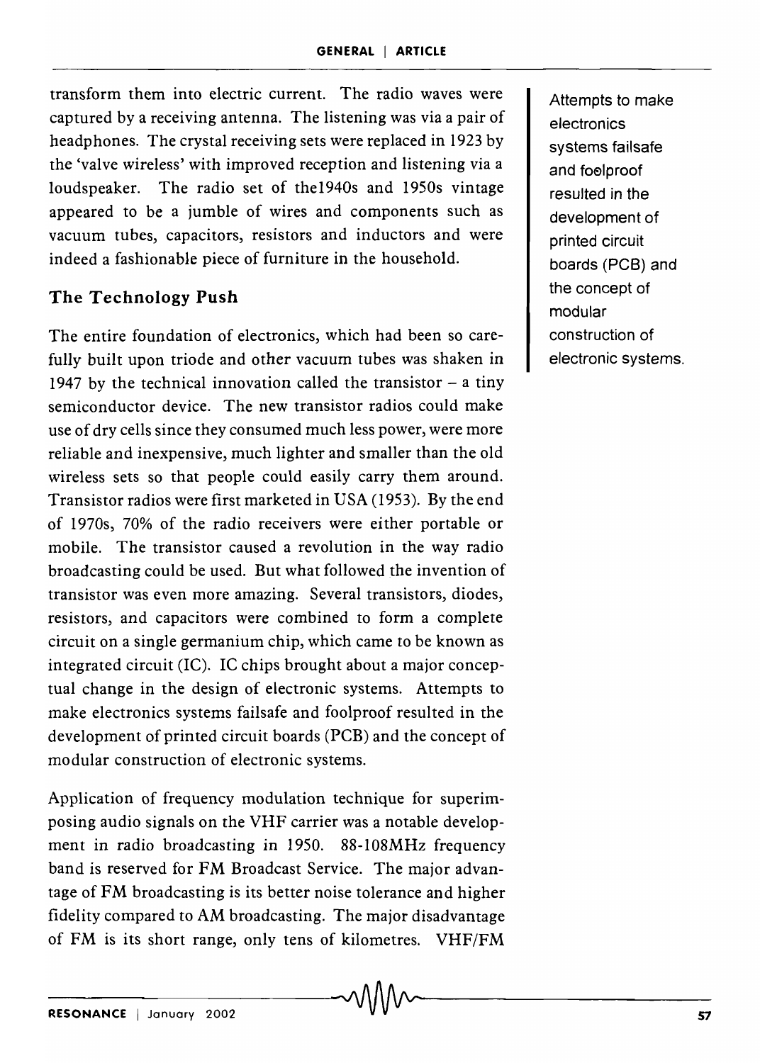transform them into electric current. The radio waves were captured by a receiving antenna. The listening was via a pair of headphones. The crystal receiving sets were replaced in 1923 by the 'valve wireless' with improved reception and listening via a loudspeaker. The radio set of the1940s and 1950s vintage appeared to be a jumble of wires and components such as vacuum tubes, capacitors, resistors and inductors and were indeed a fashionable piece of furniture in the household.

## The Technology Push

The entire foundation of electronics, which had been so carefully built upon triode and other vacuum tubes was shaken in 1947 by the technical innovation called the transistor – a tiny semiconductor device. The new transistor radios could make use of dry cells since they consumed much less power, were more reliable and inexpensive, much lighter and smaller than the old wireless sets so that people could easily carry them around. Transistor radios were first marketed in USA (1953). By the end of 1970s, 70% of the radio receivers were either portable or mobile. The transistor caused a revolution in the way radio broadcasting could be used. But what followed the invention of transistor was even more amazing. Several transistors, diodes, resistors, and capacitors were combined to form a complete circuit on a single germanium chip, which came to be known as integrated circuit (IC). IC chips brought about a major conceptual change in the design of electronic systems. Attempts to make electronics systems failsafe and foolproof resulted in the development of printed circuit boards (PCB) and the concept of modular construction of electronic systems.

> Attempts to make electronics systems failsafe and foolproof resulted in the development of printed circuit boards (PCB) and the concept of modular construction of electronic systems.

Application of frequency modulation technique for superimposing audio signals on the VHF carrier was a notable development in radio broadcasting in 1950. 88-108MHz frequency band is reserved for FM Broadcast Service. The major advantage of FM broadcasting is its better noise tolerance and higher fidelity compared to AM broadcasting. The major disadvantage of FM is its short range, only tens of kilometres. VHF/FM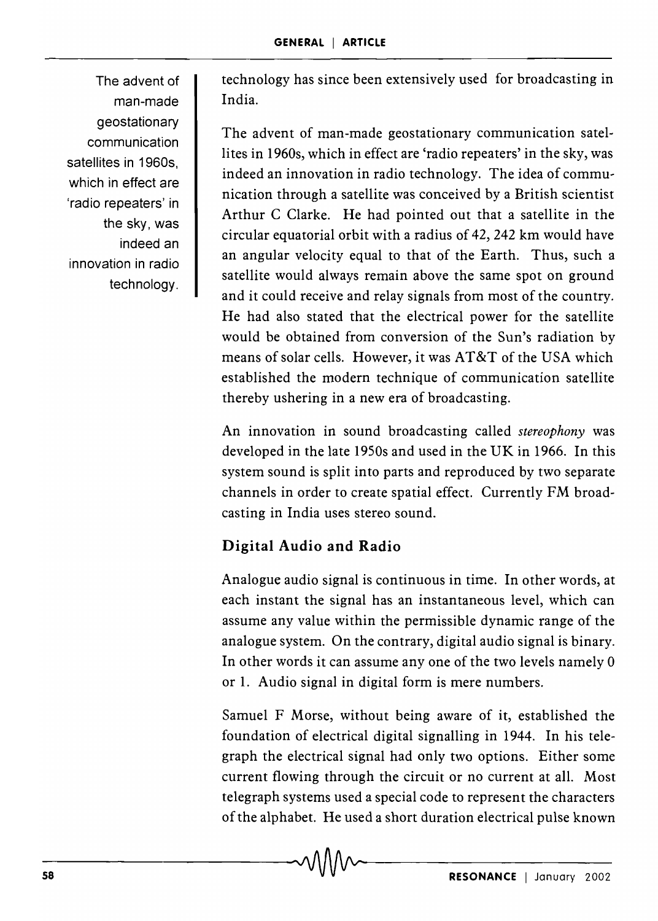technology has since been extensively used for broadcasting in India.

The advent of man-made geostationary communication satellites in 1960s, which in effect are 'radio repeaters' in the sky, was indeed an innovation in radio technology.

The advent of man-made geostationary communication satellites in 1960s, which in effect are 'radio repeaters' in the sky, was indeed an innovation in radio technology. The idea of communication through a satellite was conceived by a British scientist Arthur C Clarke. He had pointed out that a satellite in the circular equatorial orbit with a radius of 42, 242 km would have an angular velocity equal to that of the Earth. Thus, such a satellite would always remain above the same spot on ground and it could receive and relay signals from most of the country. He had also stated that the electrical power for the satellite would be obtained from conversion of the Sun's radiation by means of solar cells. However, it was AT&T of the USA which established the modern technique of communication satellite thereby ushering in a new era of broadcasting.

An innovation in sound broadcasting called *stereophony* was developed in the late 1950s and used in the UK in 1966. In this system sound is split into parts and reproduced by two separate channels in order to create spatial effect. Currently FM broadcasting in India uses stereo sound.

## Digital Audio and Radio

Analogue audio signal is continuous in time. In other words, at each instant the signal has an instantaneous level, which can assume any value within the permissible dynamic range of the analogue system. On the contrary, digital audio signal is binary. In other words it can assume any one of the two levels namely 0 or 1. Audio signal in digital form is mere numbers.

Samuel F Morse, without being aware of it, established the foundation of electrical digital signalling in 1944. In his telegraph the electrical signal had only two options. Either some current flowing through the circuit or no current at all. Most telegraph systems used a special code to represent the characters of the alphabet. He used a short duration electrical pulse known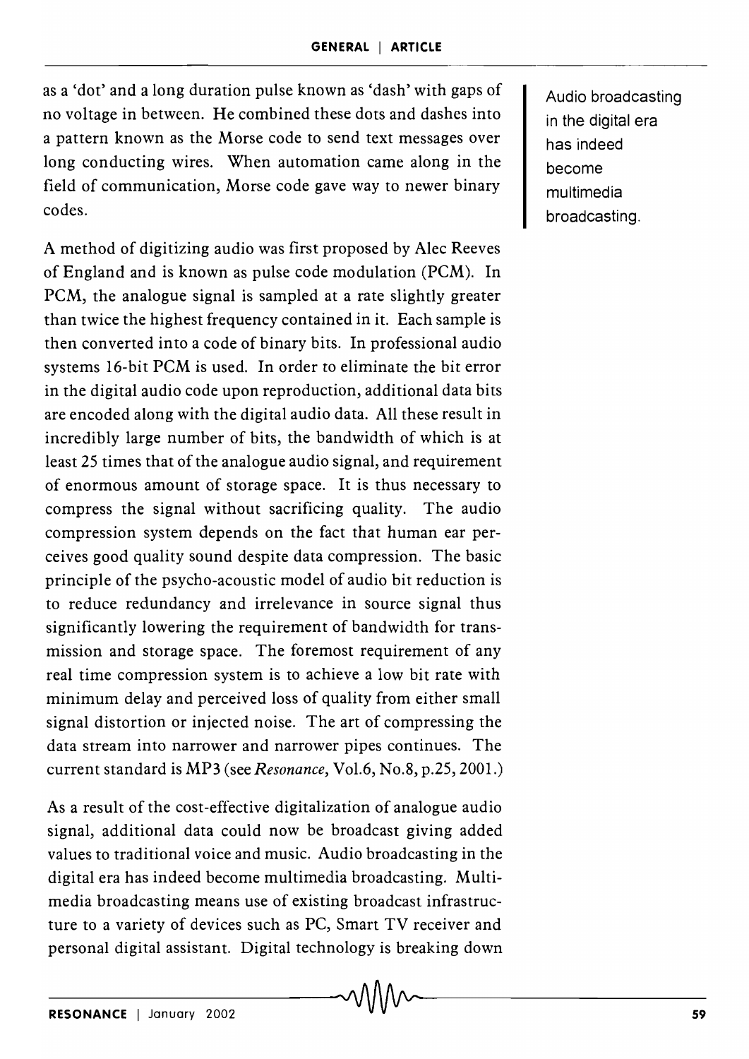as a 'dot' and a long duration pulse known as 'dash' with gaps of no voltage in between. He combined these dots and dashes into a pattern known as the Morse code to send text messages over long conducting wires. When automation came along in the field of communication, Morse code gave way to newer binary codes.

A method of digitizing audio was first proposed by Alec Reeves of England and is known as pulse code modulation (PCM). In PCM, the analogue signal is sampled at a rate slightly greater than twice the highest frequency contained in it. Each sample is then converted into a code of binary bits. In professional audio systems 16-bit PCM is used. In order to eliminate the bit error in the digital audio code upon reproduction, additional data bits are encoded along with the digital audio data. All these result in incredibly large number of bits, the bandwidth of which is at least 25 times that of the analogue audio signal, and requirement of enormous amount of storage space. It is thus necessary to compress the signal without sacrificing quality. The audio compression system depends on the fact that human ear perceives good quality sound despite data compression. The basic principle of the psycho-acoustic model of audio bit reduction is to reduce redundancy and irrelevance in source signal thus significantly lowering the requirement of bandwidth for transmission and storage space. The foremost requirement of any real time compression system is to achieve a low bit rate with minimum delay and perceived loss of quality from either small signal distortion or injected noise. The art of compressing the data stream into narrower and narrower pipes continues. The current standard is MP3 (see *Resonance*, Vol.6, No.8, p.25, 2001.)

> Audio broadcasting in the digital era has indeed become multimedia broadcasting.

As a result of the cost-effective digitalization of analogue audio signal, additional data could now be broadcast giving added values to traditional voice and music. Audio broadcasting in the digital era has indeed become multimedia broadcasting. Multimedia broadcasting means use of existing broadcast infrastructure to a variety of devices such as PC, Smart TV receiver and personal digital assistant. Digital technology is breaking down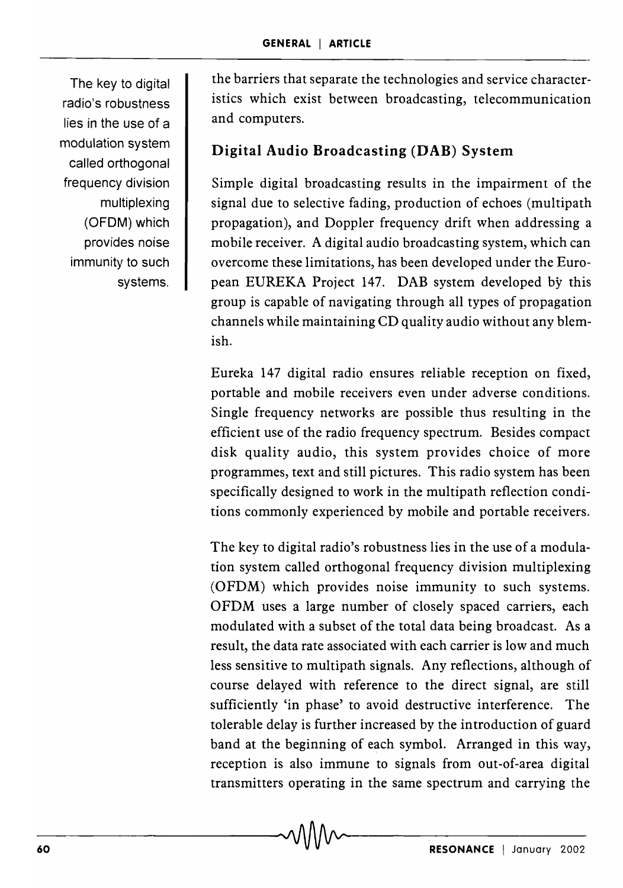The key to digital radio's robustness lies in the use of a modulation system called orthogonal frequency division multiplexing (OFDM) which provides noise immunity to such systems.

the barriers that separate the technologies and service characteristics which exist between broadcasting, telecommunication and computers.

## Digital Audio Broadcasting (DAB) System

Simple digital broadcasting results in the impairment of the signal due to selective fading, production of echoes (multipath propagation), and Doppler frequency drift when addressing a mobile receiver. A digital audio broadcasting system, which can overcome these limitations, has been developed under the European EUREKA Project 147. DAB system developed by this group is capable of navigating through all types of propagation channels while maintaining CD quality audio without any blemish.

Eureka 147 digital radio ensures reliable reception on fixed, portable and mobile receivers even under adverse conditions. Single frequency networks are possible thus resulting in the efficient use of the radio frequency spectrum. Besides compact disk quality audio, this system provides choice of more programmes, text and still pictures. This radio system has been specifically designed to work in the multipath reflection conditions commonly experienced by mobile and portable receivers.

The key to digital radio's robustness lies in the use of a modulation system called orthogonal frequency division multiplexing (OFDM) which provides noise immunity to such systems. OFDM uses a large number of closely spaced carriers, each modulated with a subset of the total data being broadcast. As a result, the data rate associated with each carrier is low and much less sensitive to multipath signals. Any reflections, although of course delayed with reference to the direct signal, are still sufficiently 'in phase' to avoid destructive interference. The tolerable delay is further increased by the introduction of guard band at the beginning of each symbol. Arranged in this way, reception is also immune to signals from out-of-area digital transmitters operating in the same spectrum and carrying the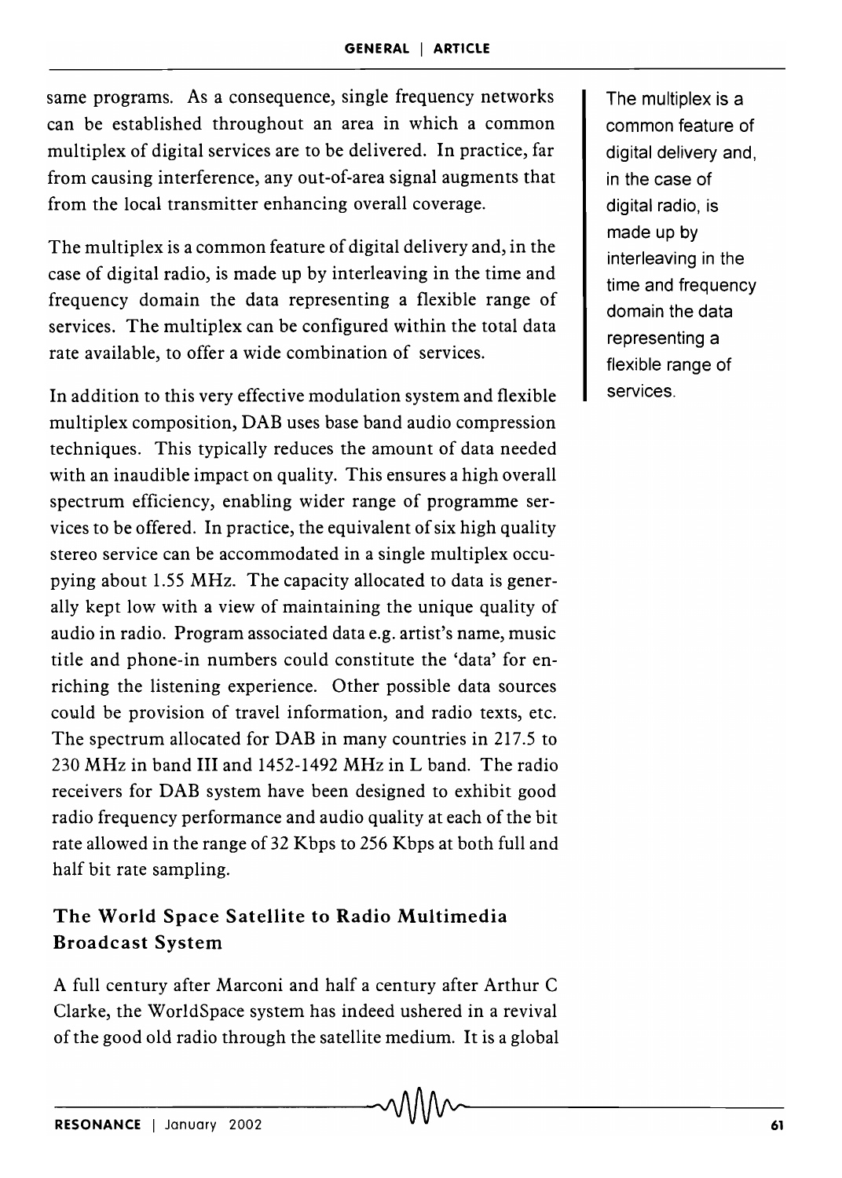same programs. As a consequence, single frequency networks can be established throughout an area in which a common multiplex of digital services are to be delivered. In practice, far from causing interference, any out-of-area signal augments that from the local transmitter enhancing overall coverage.

The multiplex is a common feature of digital delivery and, in the case of digital radio, is made up by interleaving in the time and frequency domain the data representing a flexible range of services. The multiplex can be configured within the total data rate available, to offer a wide combination of services.

> The multiplex is a common feature of digital delivery and, in the case of digital radio, is made up by interleaving in the time and frequency domain the data representing a flexible range of services.

In addition to this very effective modulation system and flexible multiplex composition, DAB uses base band audio compression techniques. This typically reduces the amount of data needed with an inaudible impact on quality. This ensures a high overall spectrum efficiency, enabling wider range of programme services to be offered. In practice, the equivalent of six high quality stereo service can be accommodated in a single multiplex occupying about 1.55 MHz. The capacity allocated to data is generally kept low with a view of maintaining the unique quality of audio in radio. Program associated data e.g. artist's name, music title and phone-in numbers could constitute the 'data' for enriching the listening experience. Other possible data sources could be provision of travel information, and radio texts, etc. The spectrum allocated for DAB in many countries in 217.5 to 230 MHz in band III and 1452-1492 MHz in L band. The radio receivers for DAB system have been designed to exhibit good radio frequency performance and audio quality at each of the bit rate allowed in the range of 32 Kbps to 256 Kbps at both full and half bit rate sampling.

## The World Space Satellite to Radio Multimedia Broadcast System

A full century after Marconi and half a century after Arthur C Clarke, the WorldSpace system has indeed ushered in a revival of the good old radio through the satellite medium. It is a global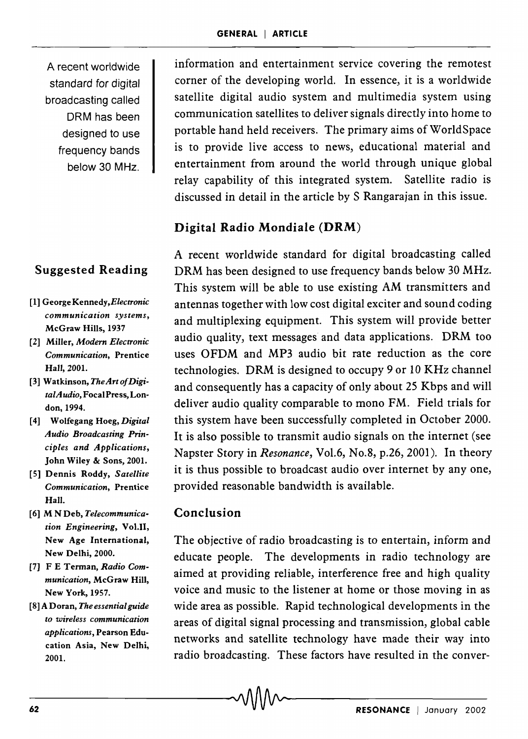information and entertainment service covering the remotest corner of the developing world. In essence, it is a worldwide satellite digital audio system and multimedia system using communication satellites to deliver signals directly into home to portable hand held receivers. The primary aims of WorldSpace is to provide live access to news, educational material and entertainment from around the world through unique global relay capability of this integrated system. Satellite radio is discussed in detail in the article by S Rangarajan in this issue.

## Digital Radio Mondiale (DRM)

A recent worldwide standard for digital broadcasting called DRM has been designed to use frequency bands below 30 MHz. This system will be able to use existing AM transmitters and antennas together with low cost digital exciter and sound coding and multiplexing equipment. This system will provide better audio quality, text messages and data applications. DRM too uses OFDM and MP3 audio bit rate reduction as the core technologies. DRM is designed to occupy 9 or 10 KHz channel and consequently has a capacity of only about 25 Kbps and will deliver audio quality comparable to mono FM. Field trials for this system have been successfully completed in October 2000. It is also possible to transmit audio signals on the internet (see Napster Story in *Resonance*, Vol.6, No.8, p.26, 2001). In theory it is thus possible to broadcast audio over internet by any one, provided reasonable bandwidth is available.

A recent worldwide standard for digital broadcasting called DRM has been designed to use frequency bands below 30 MHz.

## Conclusion

The objective of radio broadcasting is to entertain, inform and educate people. The developments in radio technology are aimed at providing reliable, interference free and high quality voice and music to the listener at home or those moving in as wide area as possible. Rapid technological developments in the areas of digital signal processing and transmission, global cable networks and satellite technology have made their way into radio broadcasting. These factors have resulted in the conver-

## Suggested Reading

[1] George Kennedy, *Electronic communication systems*, McGraw Hills, 1937

[2] Miller, *Modern Electronic Communication*, Prentice Hall, 2001.

[3] Watkinson, *The Art of Digital Audio*, Focal Press, London, 1994.

[4] Wolfegang Hoeg, *Digital Audio Broadcasting Principles and Applications*, John Wiley & Sons, 2001.

[5] Dennis Roddy, *Satellite Communication*, Prentice Hall.

[6] M N Deb, *Telecommunication Engineering*, Vol.II, New Age International, New Delhi, 2000.

[7] F E Terman, *Radio Communication*, McGraw Hill, New York, 1957.

[8] A Doran, *The essential guide to wireless communication applications*, Pearson Education Asia, New Delhi, 2001.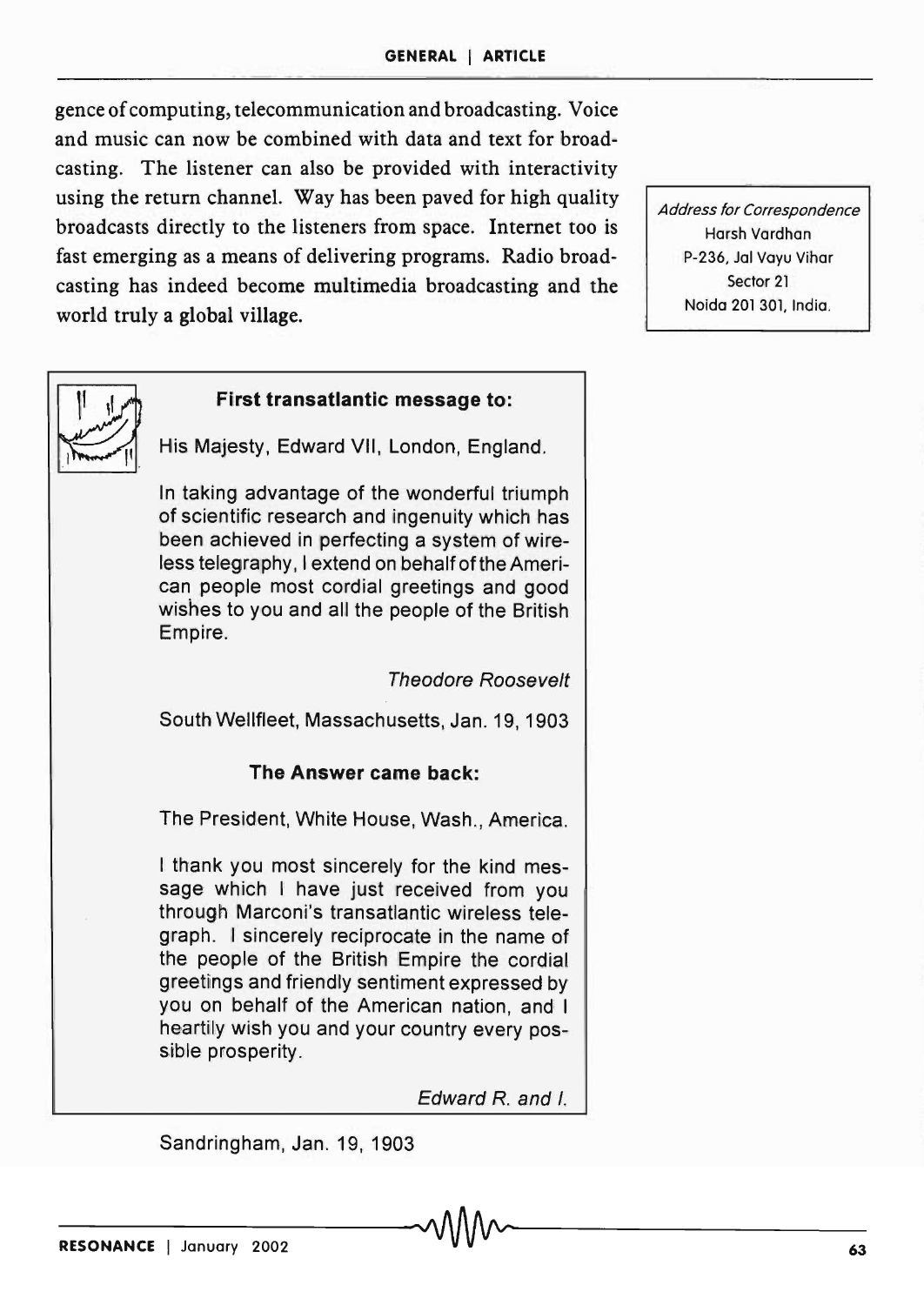gence of computing, telecommunication and broadcasting. Voice and music can now be combined with data and text for broadcasting. The listener can also be provided with interactivity using the return channel. Way has been paved for high quality broadcasts directly to the listeners from space. Internet too is fast emerging as a means of delivering programs. Radio broadcasting has indeed become multimedia broadcasting and the world truly a global village.

*Address for Correspondence*
Harsh Vardhan
P-236, Jal Vayu Vihar
Sector 21
Noida 201 301, India.

**First transatlantic message to:**

His Majesty, Edward VII, London, England.

In taking advantage of the wonderful triumph of scientific research and ingenuity which has been achieved in perfecting a system of wireless telegraphy, I extend on behalf of the American people most cordial greetings and good wishes to you and all the people of the British Empire.

*Theodore Roosevelt*

South Wellfleet, Massachusetts, Jan. 19, 1903

**The Answer came back:**

The President, White House, Wash., America.

I thank you most sincerely for the kind message which I have just received from you through Marconi's transatlantic wireless telegraph. I sincerely reciprocate in the name of the people of the British Empire the cordial greetings and friendly sentiment expressed by you on behalf of the American nation, and I heartily wish you and your country every possible prosperity.

*Edward R. and I.*

Sandringham, Jan. 19, 1903